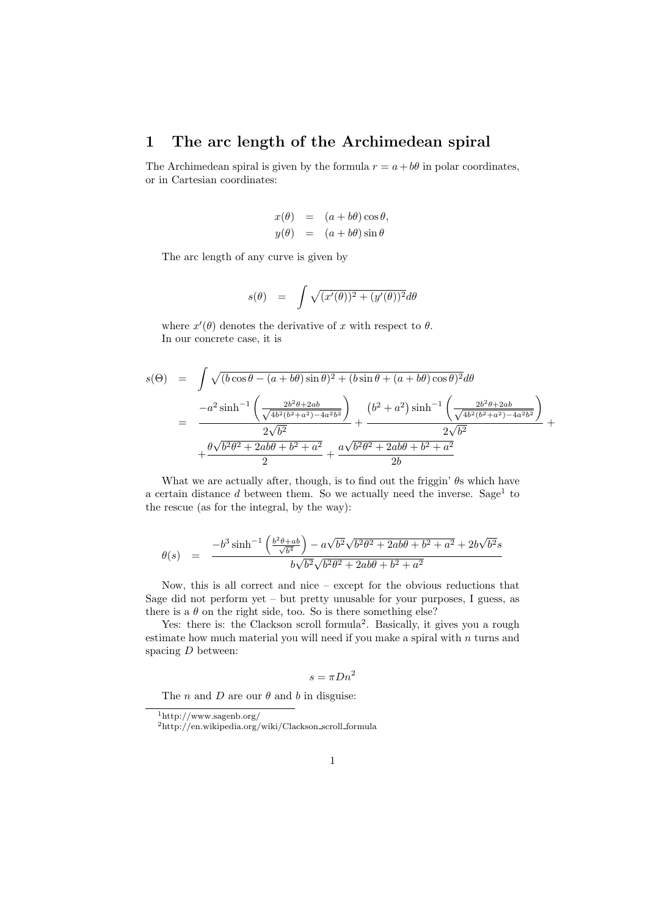# 1 The arc length of the Archimedean spiral

The Archimedean spiral is given by the formula $r = a + b\theta$ in polar coordinates, or in Cartesian coordinates:

$$
\begin{aligned}
x(\theta) &= (a + b\theta)\cos\theta, \\
y(\theta) &= (a + b\theta)\sin\theta
\end{aligned}
$$

The arc length of any curve is given by

$$
s(\theta) = \int \sqrt{(x'(\theta))^2 + (y'(\theta))^2} d\theta
$$

where $x'(\theta)$ denotes the derivative of $x$ with respect to $\theta$.
In our concrete case, it is

$$
\begin{aligned}
s(\Theta) &= \int \sqrt{(b\cos\theta - (a + b\theta)\sin\theta)^2 + (b\sin\theta + (a + b\theta)\cos\theta)^2} d\theta \\
&= \frac{-a^2 \sinh^{-1}\left(\frac{2b^2\theta + 2ab}{\sqrt{4b^2(b^2+a^2) - 4a^2b^2}}\right)}{2\sqrt{b^2}} + \frac{\left(b^2 + a^2\right)\sinh^{-1}\left(\frac{2b^2\theta + 2ab}{\sqrt{4b^2(b^2+a^2) - 4a^2b^2}}\right)}{2\sqrt{b^2}} + \\
&\quad + \frac{\theta\sqrt{b^2\theta^2 + 2ab\theta + b^2 + a^2}}{2} + \frac{a\sqrt{b^2\theta^2 + 2ab\theta + b^2 + a^2}}{2b}
\end{aligned}
$$

What we are actually after, though, is to find out the friggin' $\theta$s which have a certain distance $d$ between them. So we actually need the inverse. Sage[1] to the rescue (as for the integral, by the way):

$$
\theta(s) = \frac{-b^3 \sinh^{-1}\left(\frac{b^2\theta + ab}{\sqrt{b^4}}\right) - a\sqrt{b^2}\sqrt{b^2\theta^2 + 2ab\theta + b^2 + a^2} + 2b\sqrt{b^2}s}{b\sqrt{b^2}\sqrt{b^2\theta^2 + 2ab\theta + b^2 + a^2}}
$$

Now, this is all correct and nice – except for the obvious reductions that Sage did not perform yet – but pretty unusable for your purposes, I guess, as there is a $\theta$ on the right side, too. So is there something else?

Yes: there is: the Clackson scroll formula[2]. Basically, it gives you a rough estimate how much material you will need if you make a spiral with $n$ turns and spacing $D$ between:

$$
s = \pi D n^2
$$

The $n$ and $D$ are our $\theta$ and $b$ in disguise:

---

[1] http://www.sagenb.org/

[2] http://en.wikipedia.org/wiki/Clackson_scroll_formula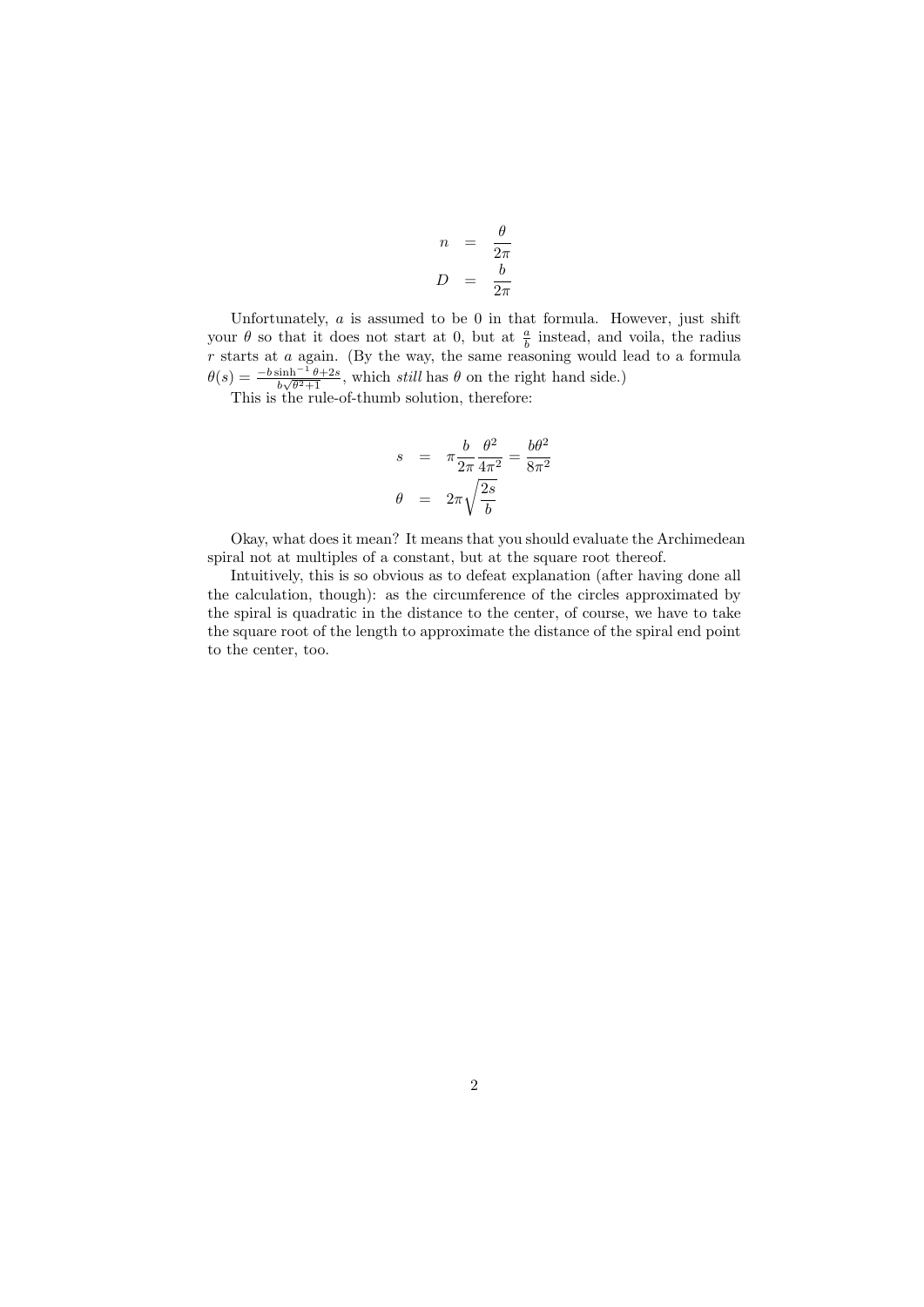$$
\begin{aligned}
n &= \frac{\theta}{2\pi} \\
D &= \frac{b}{2\pi}
\end{aligned}
$$

Unfortunately, $a$ is assumed to be 0 in that formula. However, just shift your $\theta$ so that it does not start at 0, but at $\frac{a}{b}$ instead, and voila, the radius $r$ starts at $a$ again. (By the way, the same reasoning would lead to a formula $\theta(s) = \frac{-b\sinh^{-1}\theta + 2s}{b\sqrt{\theta^2+1}}$, which *still* has $\theta$ on the right hand side.)

This is the rule-of-thumb solution, therefore:

$$
\begin{aligned}
s &= \pi \frac{b}{2\pi} \frac{\theta^2}{4\pi^2} = \frac{b\theta^2}{8\pi^2} \\
\theta &= 2\pi \sqrt{\frac{2s}{b}}
\end{aligned}
$$

Okay, what does it mean? It means that you should evaluate the Archimedean spiral not at multiples of a constant, but at the square root thereof.

Intuitively, this is so obvious as to defeat explanation (after having done all the calculation, though): as the circumference of the circles approximated by the spiral is quadratic in the distance to the center, of course, we have to take the square root of the length to approximate the distance of the spiral end point to the center, too.